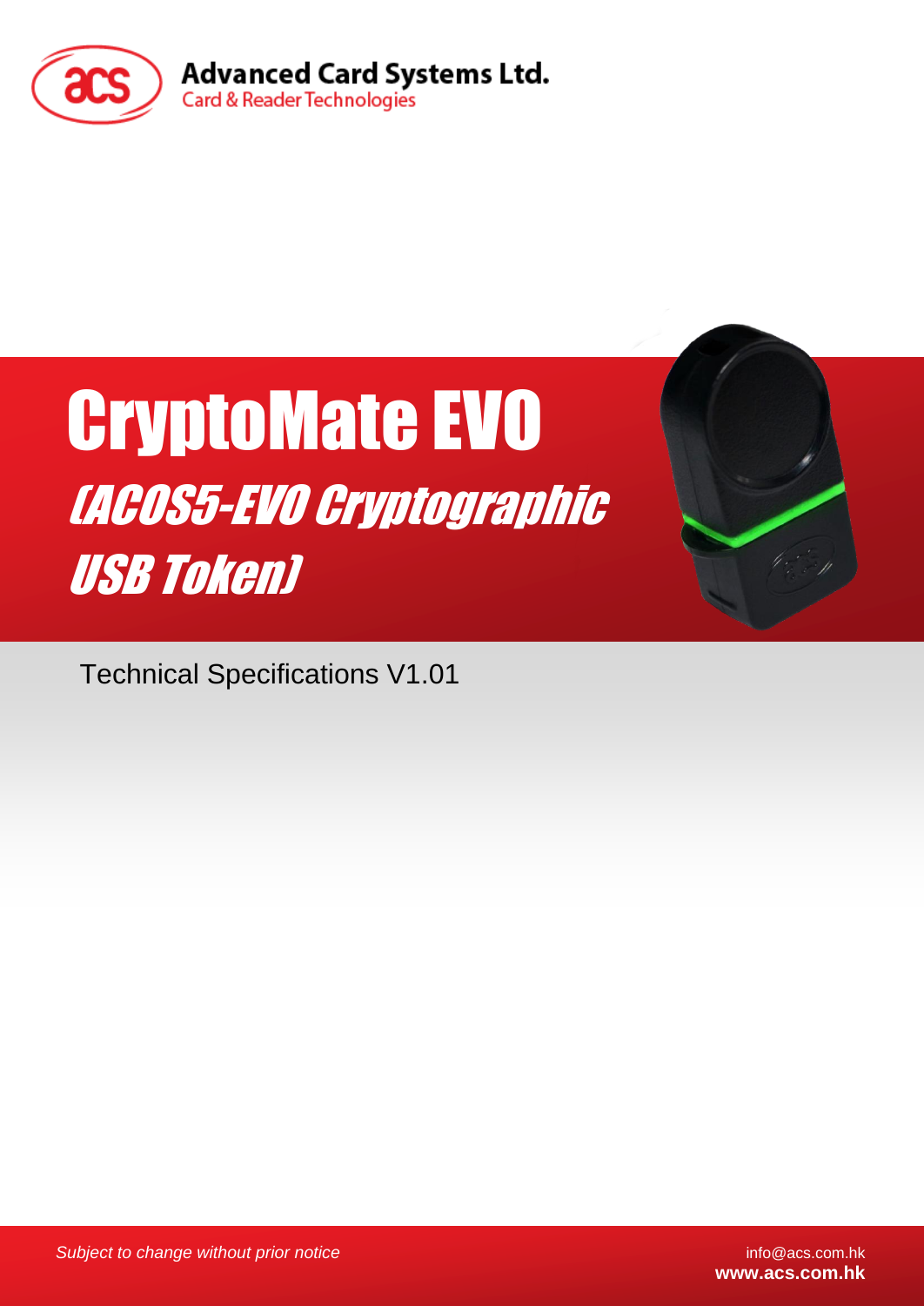Advanced Card Systems Ltd.
Card & Reader Technologies

# CryptoMate EVO

## (ACOS5-EVO Cryptographic USB Token)

Technical Specifications V1.01

*Subject to change without prior notice*

info@acs.com.hk
**www.acs.com.hk**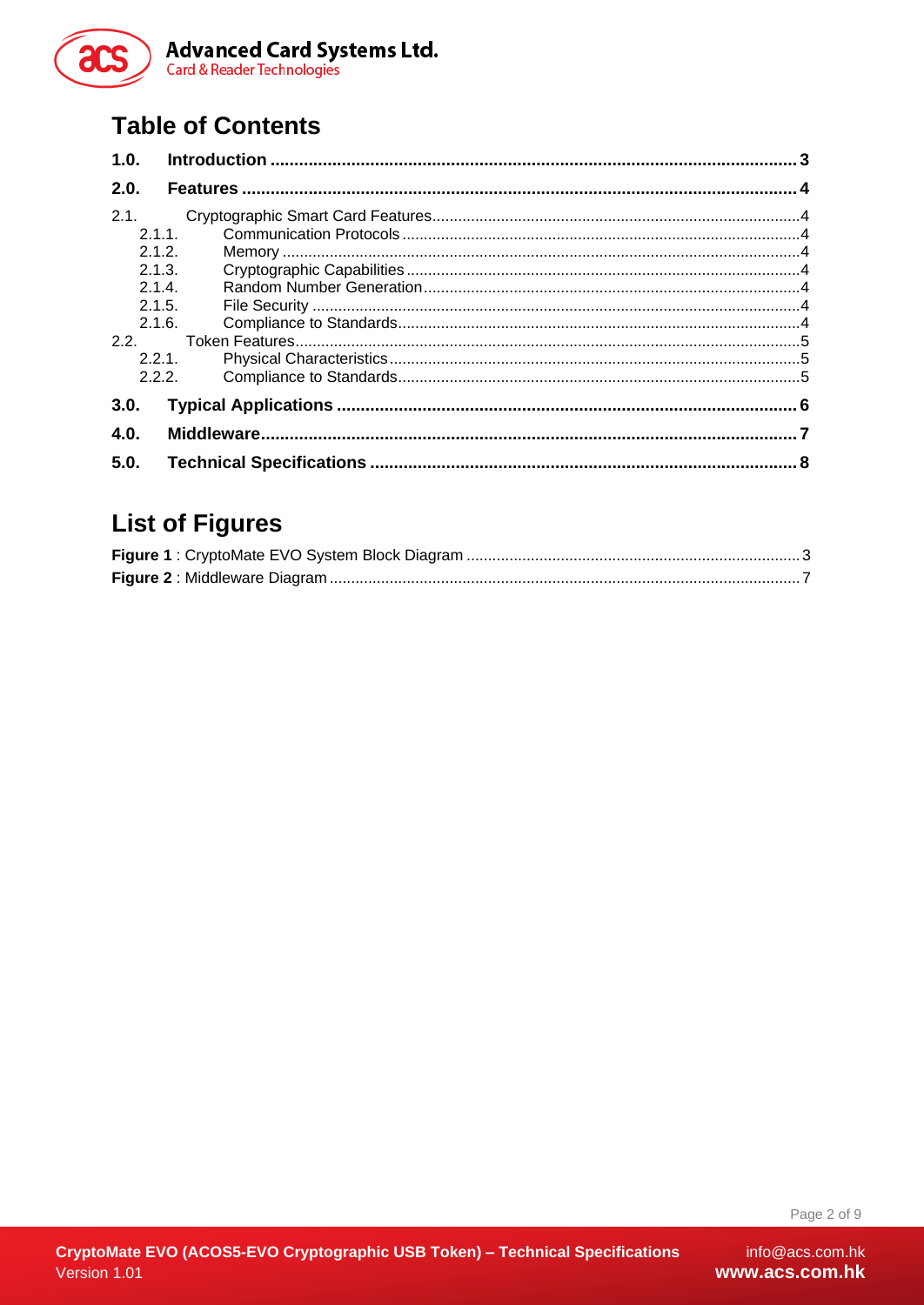## Table of Contents

**1.0. Introduction ........................................................................................................................ 3**

**2.0. Features ............................................................................................................................... 4**

2.1. Cryptographic Smart Card Features ........................................................................................ 4
- 2.1.1. Communication Protocols ................................................................................................ 4
- 2.1.2. Memory ............................................................................................................................ 4
- 2.1.3. Cryptographic Capabilities ............................................................................................... 4
- 2.1.4. Random Number Generation ........................................................................................... 4
- 2.1.5. File Security ..................................................................................................................... 4
- 2.1.6. Compliance to Standards ................................................................................................. 4

2.2. Token Features ......................................................................................................................... 5
- 2.2.1. Physical Characteristics ................................................................................................... 5
- 2.2.2. Compliance to Standards ................................................................................................. 5

**3.0. Typical Applications ............................................................................................................. 6**

**4.0. Middleware ............................................................................................................................ 7**

**5.0. Technical Specifications ....................................................................................................... 8**

## List of Figures

**Figure 1** : CryptoMate EVO System Block Diagram ................................................................... 3

**Figure 2** : Middleware Diagram ..................................................................................................... 7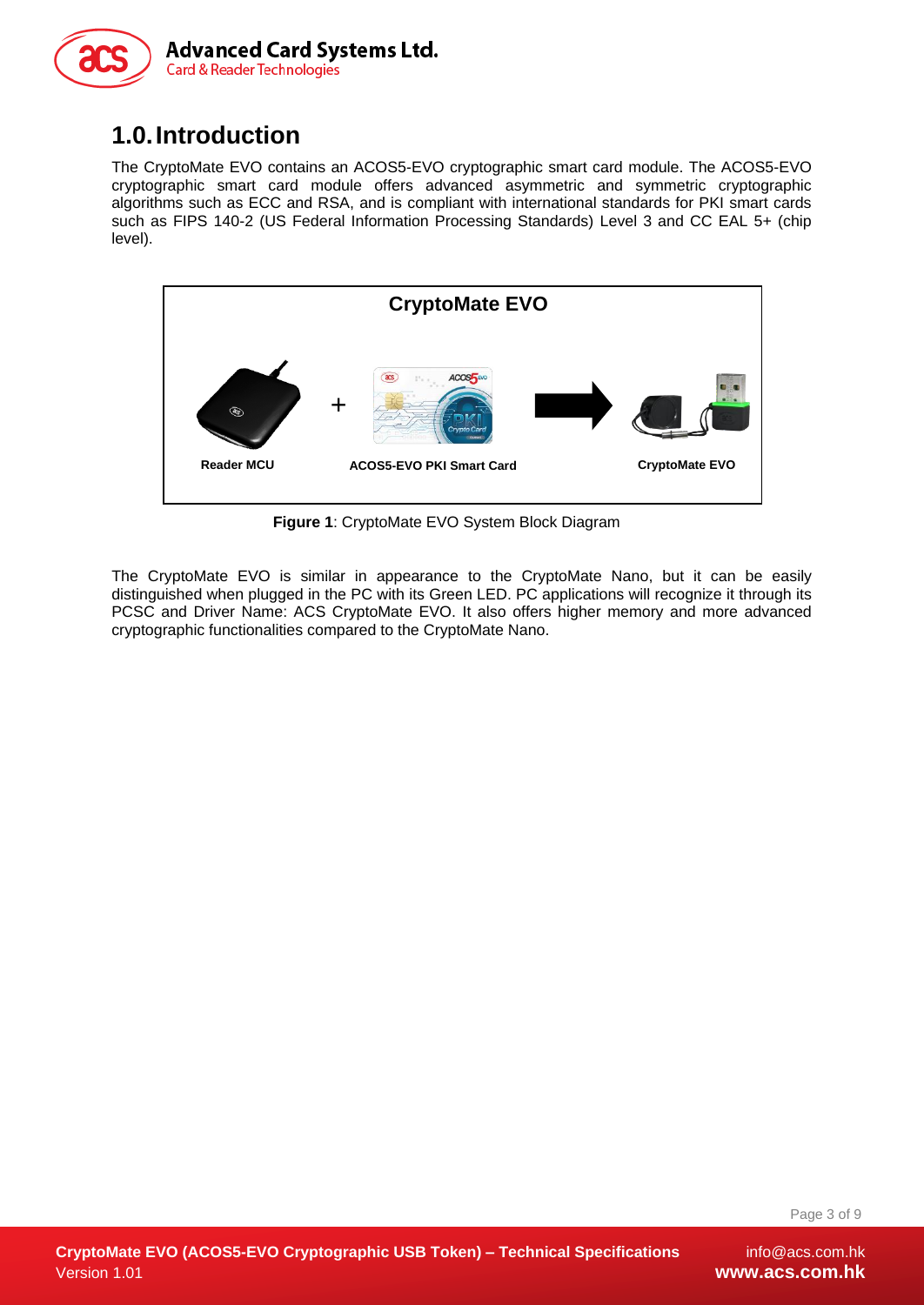# 1.0. Introduction

The CryptoMate EVO contains an ACOS5-EVO cryptographic smart card module. The ACOS5-EVO cryptographic smart card module offers advanced asymmetric and symmetric cryptographic algorithms such as ECC and RSA, and is compliant with international standards for PKI smart cards such as FIPS 140-2 (US Federal Information Processing Standards) Level 3 and CC EAL 5+ (chip level).

**CryptoMate EVO**

Reader MCU + ACOS5-EVO PKI Smart Card → CryptoMate EVO

**Figure 1**: CryptoMate EVO System Block Diagram

The CryptoMate EVO is similar in appearance to the CryptoMate Nano, but it can be easily distinguished when plugged in the PC with its Green LED. PC applications will recognize it through its PCSC and Driver Name: ACS CryptoMate EVO. It also offers higher memory and more advanced cryptographic functionalities compared to the CryptoMate Nano.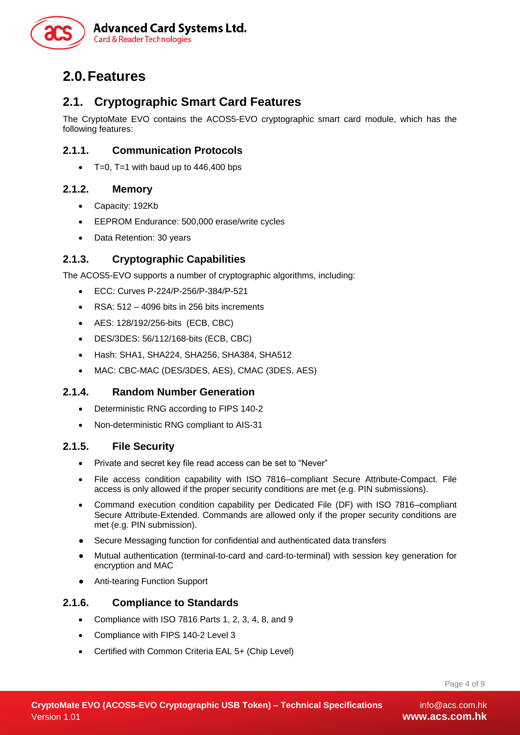# 2.0. Features

## 2.1. Cryptographic Smart Card Features

The CryptoMate EVO contains the ACOS5-EVO cryptographic smart card module, which has the following features:

### 2.1.1. Communication Protocols

- T=0, T=1 with baud up to 446,400 bps

### 2.1.2. Memory

- Capacity: 192Kb
- EEPROM Endurance: 500,000 erase/write cycles
- Data Retention: 30 years

### 2.1.3. Cryptographic Capabilities

The ACOS5-EVO supports a number of cryptographic algorithms, including:

- ECC: Curves P-224/P-256/P-384/P-521
- RSA: 512 – 4096 bits in 256 bits increments
- AES: 128/192/256-bits (ECB, CBC)
- DES/3DES: 56/112/168-bits (ECB, CBC)
- Hash: SHA1, SHA224, SHA256, SHA384, SHA512
- MAC: CBC-MAC (DES/3DES, AES), CMAC (3DES, AES)

### 2.1.4. Random Number Generation

- Deterministic RNG according to FIPS 140-2
- Non-deterministic RNG compliant to AIS-31

### 2.1.5. File Security

- Private and secret key file read access can be set to "Never"
- File access condition capability with ISO 7816–compliant Secure Attribute-Compact. File access is only allowed if the proper security conditions are met (e.g. PIN submissions).
- Command execution condition capability per Dedicated File (DF) with ISO 7816–compliant Secure Attribute-Extended. Commands are allowed only if the proper security conditions are met (e.g. PIN submission).
- Secure Messaging function for confidential and authenticated data transfers
- Mutual authentication (terminal-to-card and card-to-terminal) with session key generation for encryption and MAC
- Anti-tearing Function Support

### 2.1.6. Compliance to Standards

- Compliance with ISO 7816 Parts 1, 2, 3, 4, 8, and 9
- Compliance with FIPS 140-2 Level 3
- Certified with Common Criteria EAL 5+ (Chip Level)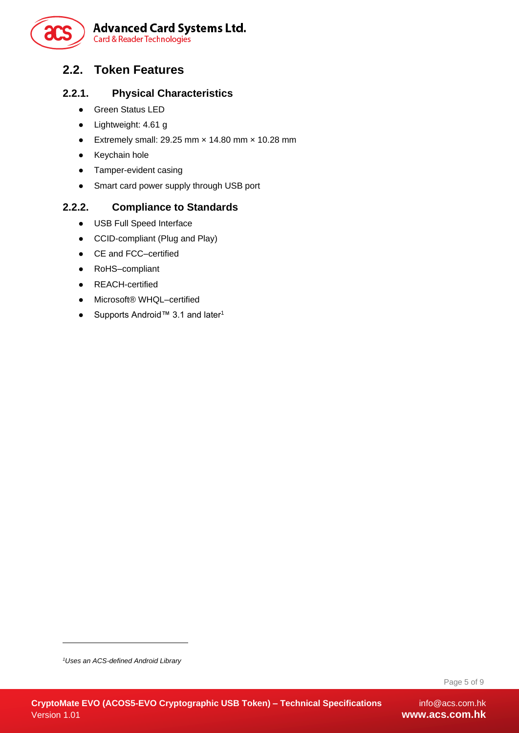## 2.2. Token Features

### 2.2.1. Physical Characteristics

- Green Status LED
- Lightweight: 4.61 g
- Extremely small: 29.25 mm × 14.80 mm × 10.28 mm
- Keychain hole
- Tamper-evident casing
- Smart card power supply through USB port

### 2.2.2. Compliance to Standards

- USB Full Speed Interface
- CCID-compliant (Plug and Play)
- CE and FCC–certified
- RoHS–compliant
- REACH-certified
- Microsoft® WHQL–certified
- Supports Android™ 3.1 and later[1]

---

[1] *Uses an ACS-defined Android Library*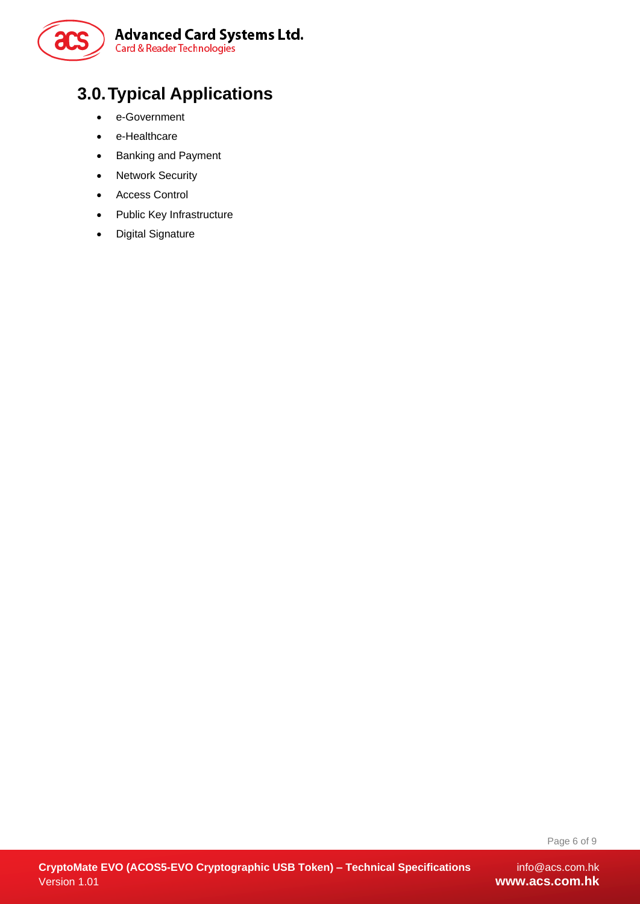# 3.0. Typical Applications

- e-Government
- e-Healthcare
- Banking and Payment
- Network Security
- Access Control
- Public Key Infrastructure
- Digital Signature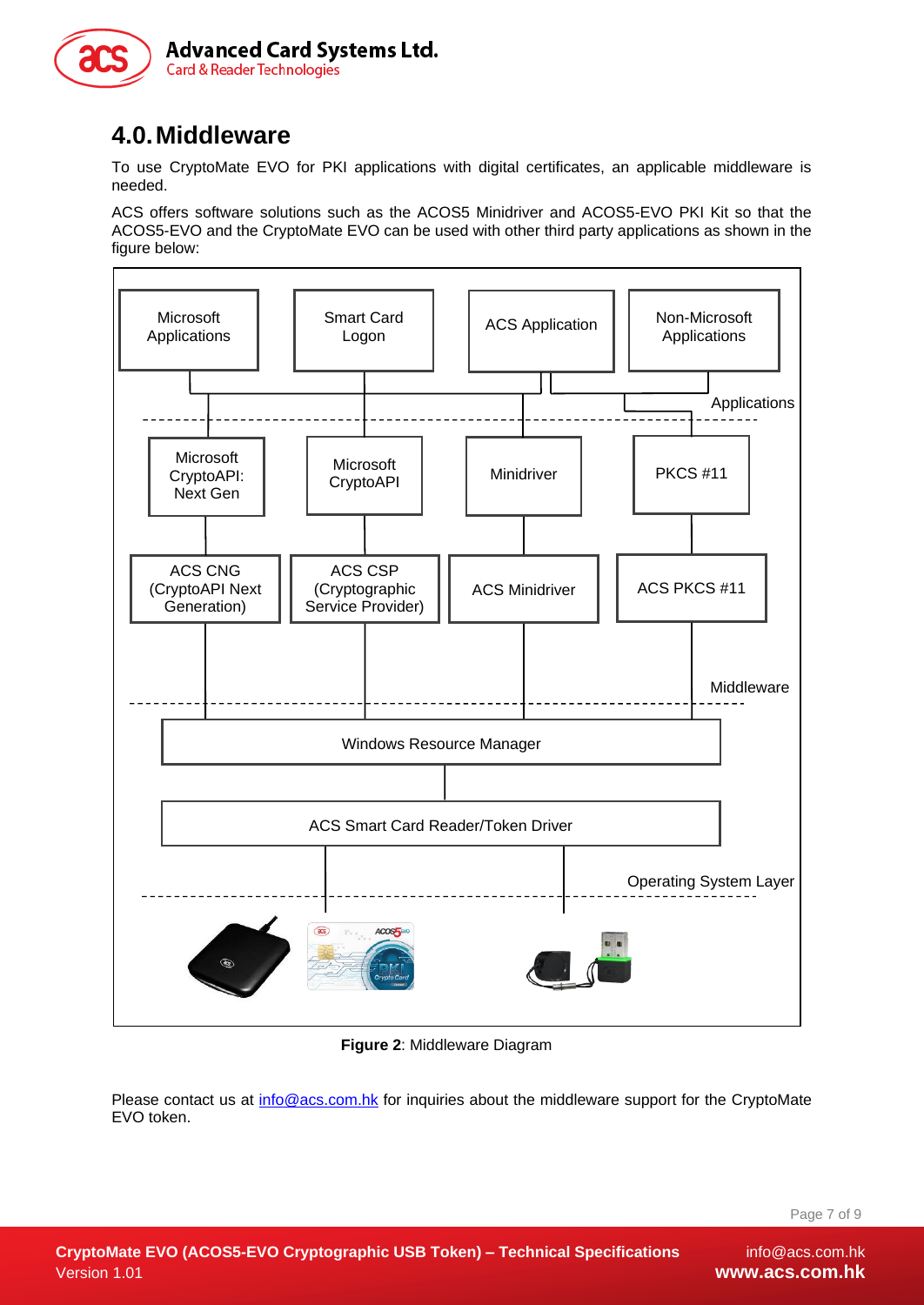# 4.0. Middleware

To use CryptoMate EVO for PKI applications with digital certificates, an applicable middleware is needed.

ACS offers software solutions such as the ACOS5 Minidriver and ACOS5-EVO PKI Kit so that the ACOS5-EVO and the CryptoMate EVO can be used with other third party applications as shown in the figure below:

Microsoft Applications | Smart Card Logon | ACS Application | Non-Microsoft Applications

Applications

Microsoft CryptoAPI: Next Gen | Microsoft CryptoAPI | Minidriver | PKCS #11

ACS CNG (CryptoAPI Next Generation) | ACS CSP (Cryptographic Service Provider) | ACS Minidriver | ACS PKCS #11

Middleware

Windows Resource Manager

ACS Smart Card Reader/Token Driver

Operating System Layer

**Figure 2**: Middleware Diagram

Please contact us at info@acs.com.hk for inquiries about the middleware support for the CryptoMate EVO token.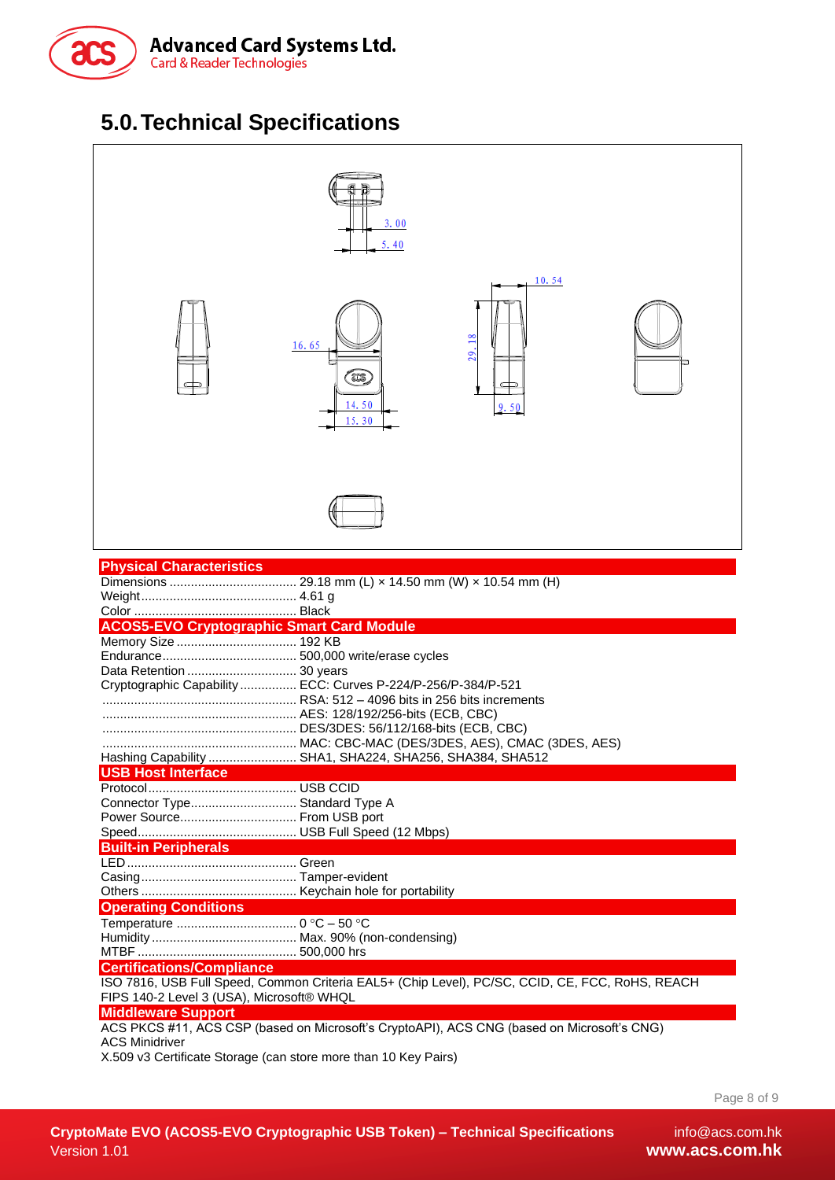# 5.0. Technical Specifications

| Physical Characteristics | |
|---|---|
| Dimensions | 29.18 mm (L) × 14.50 mm (W) × 10.54 mm (H) |
| Weight | 4.61 g |
| Color | Black |
| **ACOS5-EVO Cryptographic Smart Card Module** | |
| Memory Size | 192 KB |
| Endurance | 500,000 write/erase cycles |
| Data Retention | 30 years |
| Cryptographic Capability | ECC: Curves P-224/P-256/P-384/P-521 |
| | RSA: 512 – 4096 bits in 256 bits increments |
| | AES: 128/192/256-bits (ECB, CBC) |
| | DES/3DES: 56/112/168-bits (ECB, CBC) |
| | MAC: CBC-MAC (DES/3DES, AES), CMAC (3DES, AES) |
| Hashing Capability | SHA1, SHA224, SHA256, SHA384, SHA512 |
| **USB Host Interface** | |
| Protocol | USB CCID |
| Connector Type | Standard Type A |
| Power Source | From USB port |
| Speed | USB Full Speed (12 Mbps) |
| **Built-in Peripherals** | |
| LED | Green |
| Casing | Tamper-evident |
| Others | Keychain hole for portability |
| **Operating Conditions** | |
| Temperature | 0 °C – 50 °C |
| Humidity | Max. 90% (non-condensing) |
| MTBF | 500,000 hrs |

**Certifications/Compliance**

ISO 7816, USB Full Speed, Common Criteria EAL5+ (Chip Level), PC/SC, CCID, CE, FCC, RoHS, REACH
FIPS 140-2 Level 3 (USA), Microsoft® WHQL

**Middleware Support**

ACS PKCS #11, ACS CSP (based on Microsoft's CryptoAPI), ACS CNG (based on Microsoft's CNG)
ACS Minidriver
X.509 v3 Certificate Storage (can store more than 10 Key Pairs)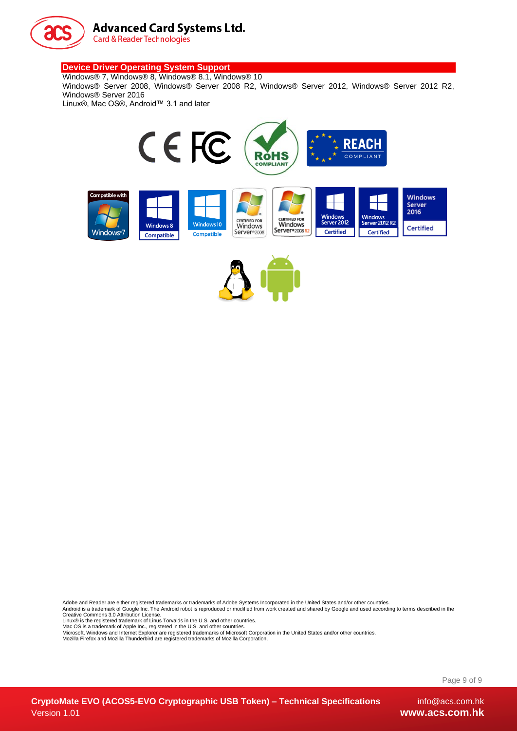## Device Driver Operating System Support

Windows® 7, Windows® 8, Windows® 8.1, Windows® 10

Windows® Server 2008, Windows® Server 2008 R2, Windows® Server 2012, Windows® Server 2012 R2, Windows® Server 2016

Linux®, Mac OS®, Android™ 3.1 and later

Adobe and Reader are either registered trademarks or trademarks of Adobe Systems Incorporated in the United States and/or other countries.
Android is a trademark of Google Inc. The Android robot is reproduced or modified from work created and shared by Google and used according to terms described in the Creative Commons 3.0 Attribution License.
Linux® is the registered trademark of Linus Torvalds in the U.S. and other countries.
Mac OS is a trademark of Apple Inc., registered in the U.S. and other countries.
Microsoft, Windows and Internet Explorer are registered trademarks of Microsoft Corporation in the United States and/or other countries.
Mozilla Firefox and Mozilla Thunderbird are registered trademarks of Mozilla Corporation.